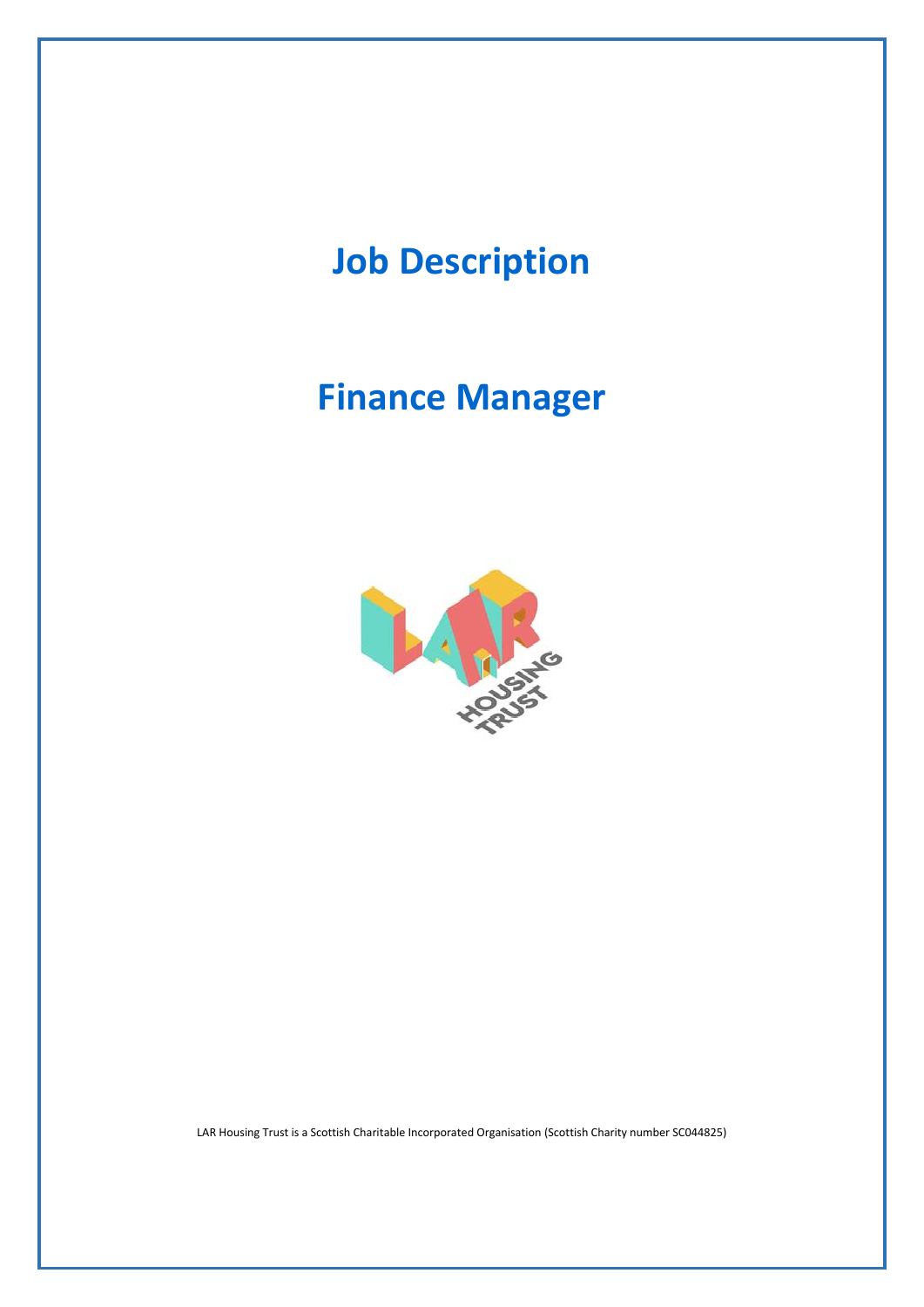# Job Description

# Finance Manager

LAR Housing Trust is a Scottish Charitable Incorporated Organisation (Scottish Charity number SC044825)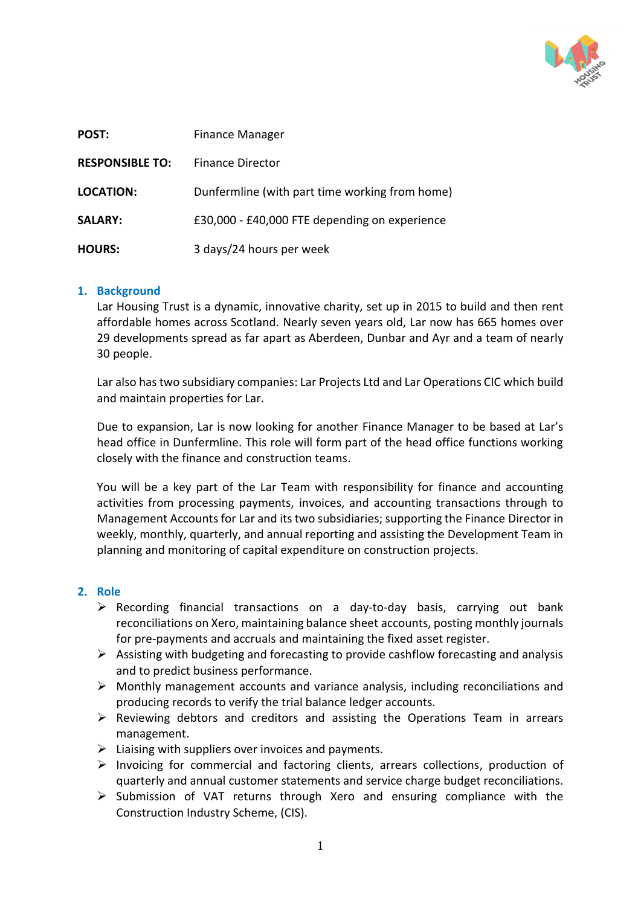| | |
|---|---|
| **POST:** | Finance Manager |
| **RESPONSIBLE TO:** | Finance Director |
| **LOCATION:** | Dunfermline (with part time working from home) |
| **SALARY:** | £30,000 - £40,000 FTE depending on experience |
| **HOURS:** | 3 days/24 hours per week |

## 1. Background

Lar Housing Trust is a dynamic, innovative charity, set up in 2015 to build and then rent affordable homes across Scotland. Nearly seven years old, Lar now has 665 homes over 29 developments spread as far apart as Aberdeen, Dunbar and Ayr and a team of nearly 30 people.

Lar also has two subsidiary companies: Lar Projects Ltd and Lar Operations CIC which build and maintain properties for Lar.

Due to expansion, Lar is now looking for another Finance Manager to be based at Lar's head office in Dunfermline. This role will form part of the head office functions working closely with the finance and construction teams.

You will be a key part of the Lar Team with responsibility for finance and accounting activities from processing payments, invoices, and accounting transactions through to Management Accounts for Lar and its two subsidiaries; supporting the Finance Director in weekly, monthly, quarterly, and annual reporting and assisting the Development Team in planning and monitoring of capital expenditure on construction projects.

## 2. Role

- Recording financial transactions on a day-to-day basis, carrying out bank reconciliations on Xero, maintaining balance sheet accounts, posting monthly journals for pre-payments and accruals and maintaining the fixed asset register.
- Assisting with budgeting and forecasting to provide cashflow forecasting and analysis and to predict business performance.
- Monthly management accounts and variance analysis, including reconciliations and producing records to verify the trial balance ledger accounts.
- Reviewing debtors and creditors and assisting the Operations Team in arrears management.
- Liaising with suppliers over invoices and payments.
- Invoicing for commercial and factoring clients, arrears collections, production of quarterly and annual customer statements and service charge budget reconciliations.
- Submission of VAT returns through Xero and ensuring compliance with the Construction Industry Scheme, (CIS).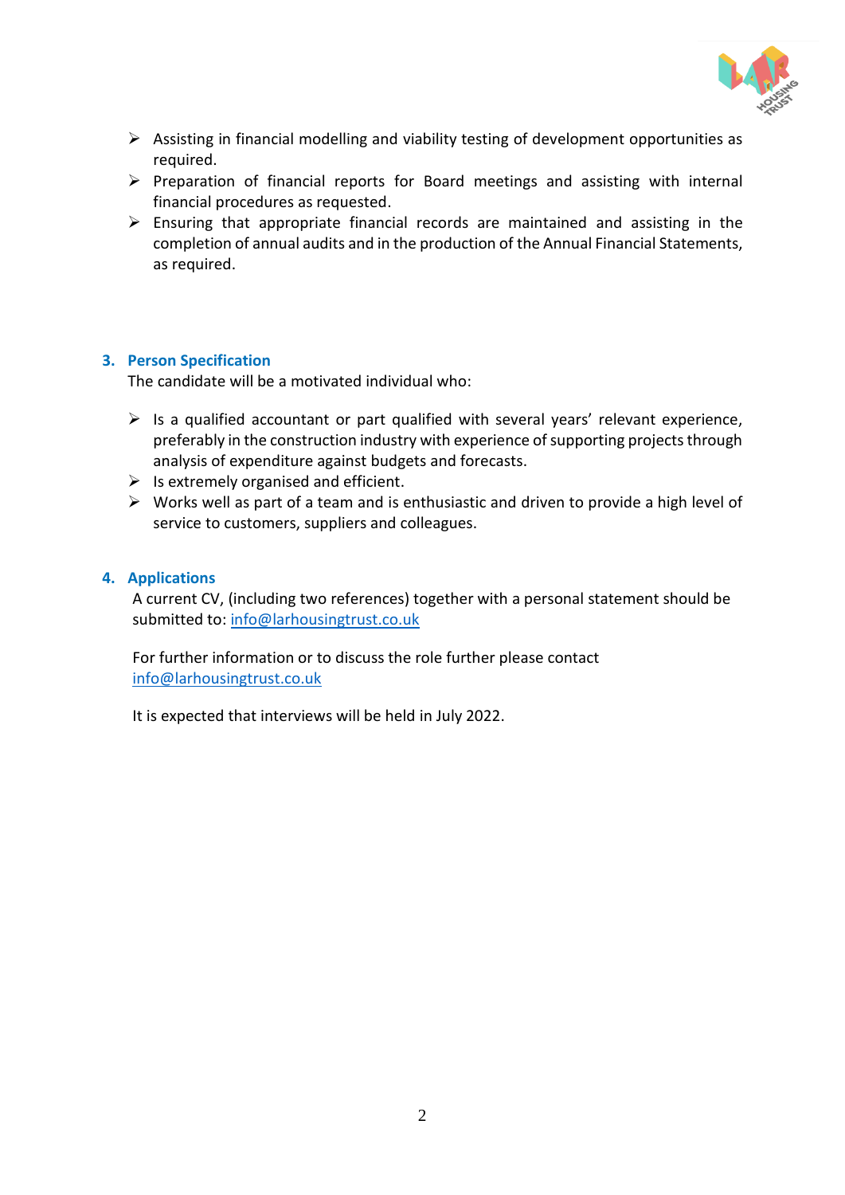- Assisting in financial modelling and viability testing of development opportunities as required.
- Preparation of financial reports for Board meetings and assisting with internal financial procedures as requested.
- Ensuring that appropriate financial records are maintained and assisting in the completion of annual audits and in the production of the Annual Financial Statements, as required.

## 3. Person Specification

The candidate will be a motivated individual who:

- Is a qualified accountant or part qualified with several years' relevant experience, preferably in the construction industry with experience of supporting projects through analysis of expenditure against budgets and forecasts.
- Is extremely organised and efficient.
- Works well as part of a team and is enthusiastic and driven to provide a high level of service to customers, suppliers and colleagues.

## 4. Applications

A current CV, (including two references) together with a personal statement should be submitted to: info@larhousingtrust.co.uk

For further information or to discuss the role further please contact info@larhousingtrust.co.uk

It is expected that interviews will be held in July 2022.